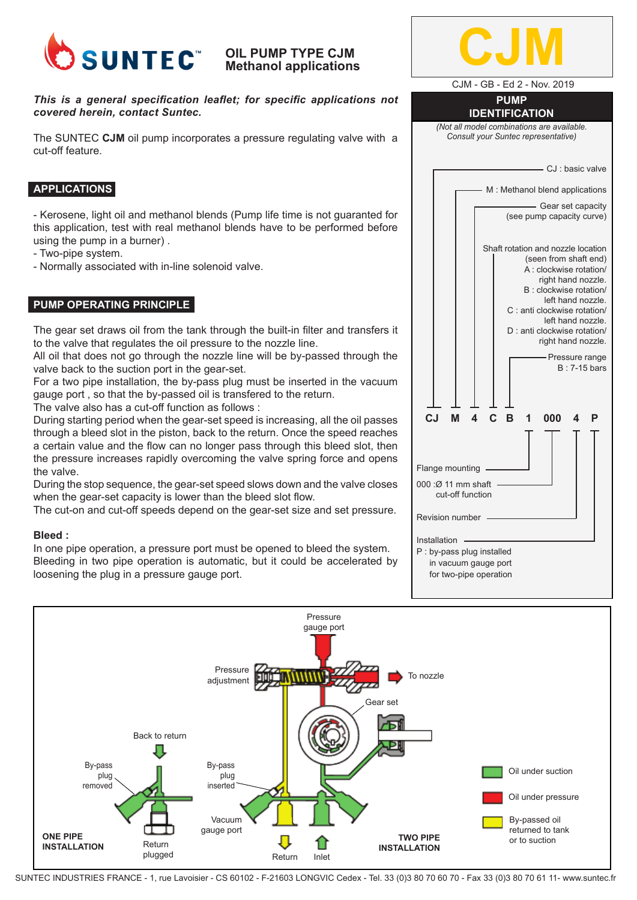# SUNTEC™ OIL PUMP TYPE CJM Methanol applications

# CJM

CJM - GB - Ed 2 - Nov. 2019

***This is a general specification leaflet; for specific applications not covered herein, contact Suntec.***

The SUNTEC **CJM** oil pump incorporates a pressure regulating valve with a cut-off feature.

## APPLICATIONS

- Kerosene, light oil and methanol blends (Pump life time is not guaranted for this application, test with real methanol blends have to be performed before using the pump in a burner) .
- Two-pipe system.
- Normally associated with in-line solenoid valve.

## PUMP OPERATING PRINCIPLE

The gear set draws oil from the tank through the built-in filter and transfers it to the valve that regulates the oil pressure to the nozzle line.
All oil that does not go through the nozzle line will be by-passed through the valve back to the suction port in the gear-set.
For a two pipe installation, the by-pass plug must be inserted in the vacuum gauge port , so that the by-passed oil is transfered to the return.
The valve also has a cut-off function as follows :
During starting period when the gear-set speed is increasing, all the oil passes through a bleed slot in the piston, back to the return. Once the speed reaches a certain value and the flow can no longer pass through this bleed slot, then the pressure increases rapidly overcoming the valve spring force and opens the valve.
During the stop sequence, the gear-set speed slows down and the valve closes when the gear-set capacity is lower than the bleed slot flow.
The cut-on and cut-off speeds depend on the gear-set size and set pressure.

**Bleed :**
In one pipe operation, a pressure port must be opened to bleed the system.
Bleeding in two pipe operation is automatic, but it could be accelerated by loosening the plug in a pressure gauge port.

## PUMP IDENTIFICATION

*(Not all model combinations are available. Consult your Suntec representative)*

**CJ M 4 C B 1 000 4 P**

- CJ : basic valve
- M : Methanol blend applications
- Gear set capacity (see pump capacity curve)
- Shaft rotation and nozzle location (seen from shaft end)
  - A : clockwise rotation/ right hand nozzle.
  - B : clockwise rotation/ left hand nozzle.
  - C : anti clockwise rotation/ left hand nozzle.
  - D : anti clockwise rotation/ right hand nozzle.
- Pressure range
  - B : 7-15 bars
- Flange mounting
- 000 :Ø 11 mm shaft cut-off function
- Revision number
- Installation
  - P : by-pass plug installed in vacuum gauge port for two-pipe operation

Pressure gauge port
Pressure adjustment
To nozzle
Gear set
Back to return
By-pass plug removed
By-pass plug inserted
Vacuum gauge port
ONE PIPE INSTALLATION
Return plugged
Return
Inlet
TWO PIPE INSTALLATION
Oil under suction
Oil under pressure
By-passed oil returned to tank or to suction

SUNTEC INDUSTRIES FRANCE - 1, rue Lavoisier - CS 60102 - F-21603 LONGVIC Cedex - Tel. 33 (0)3 80 70 60 70 - Fax 33 (0)3 80 70 61 11- www.suntec.fr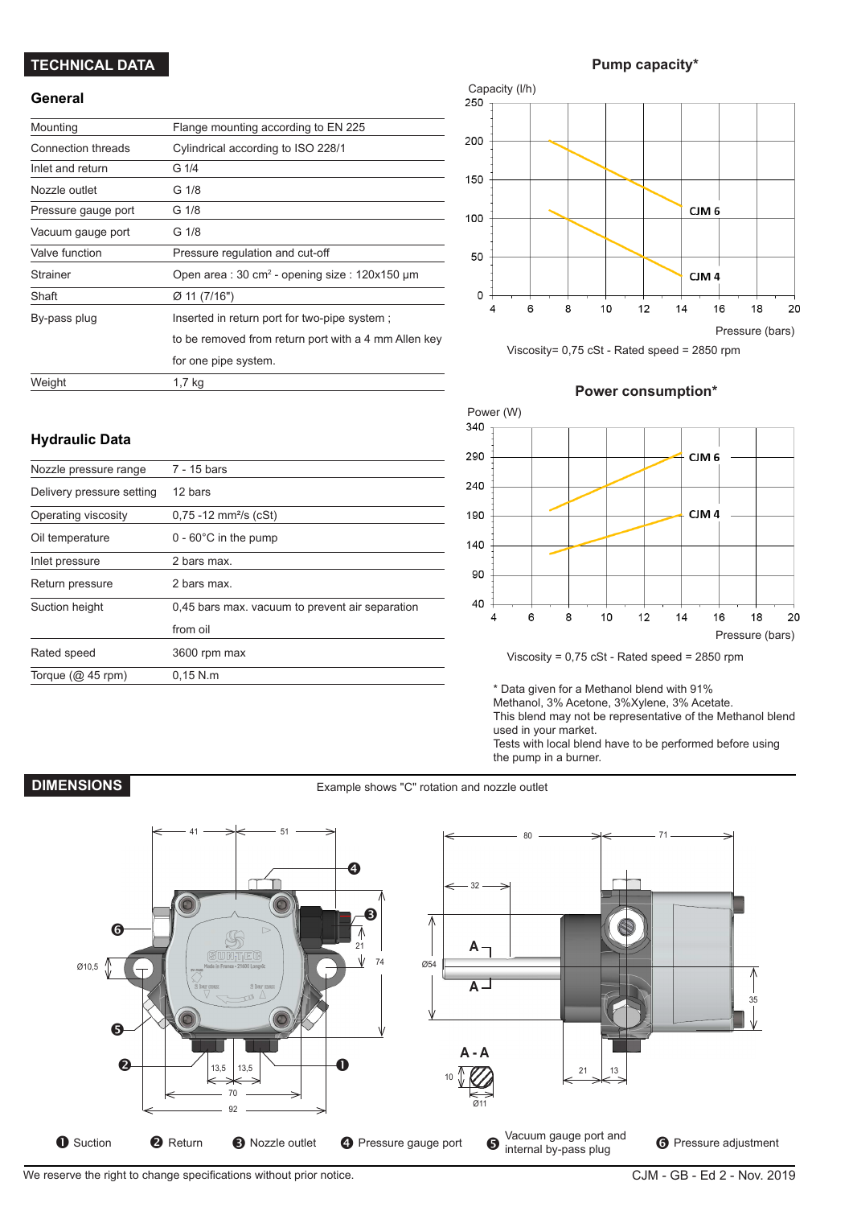# TECHNICAL DATA

## General

| | |
|---|---|
| Mounting | Flange mounting according to EN 225 |
| Connection threads | Cylindrical according to ISO 228/1 |
| Inlet and return | G 1/4 |
| Nozzle outlet | G 1/8 |
| Pressure gauge port | G 1/8 |
| Vacuum gauge port | G 1/8 |
| Valve function | Pressure regulation and cut-off |
| Strainer | Open area : 30 cm² - opening size : 120x150 µm |
| Shaft | Ø 11 (7/16") |
| By-pass plug | Inserted in return port for two-pipe system ; to be removed from return port with a 4 mm Allen key for one pipe system. |
| Weight | 1,7 kg |

## Hydraulic Data

| | |
|---|---|
| Nozzle pressure range | 7 - 15 bars |
| Delivery pressure setting | 12 bars |
| Operating viscosity | 0,75 -12 mm²/s (cSt) |
| Oil temperature | 0 - 60°C in the pump |
| Inlet pressure | 2 bars max. |
| Return pressure | 2 bars max. |
| Suction height | 0,45 bars max. vacuum to prevent air separation from oil |
| Rated speed | 3600 rpm max |
| Torque (@ 45 rpm) | 0,15 N.m |

### Pump capacity*

Capacity (l/h)
250
200
150
100
50
0
4 6 8 10 12 14 16 18 20
CJM 6
CJM 4
Pressure (bars)

Viscosity= 0,75 cSt - Rated speed = 2850 rpm

### Power consumption*

Power (W)
340
290
240
190
140
90
40
4 6 8 10 12 14 16 18 20
CJM 6
CJM 4
Pressure (bars)

Viscosity = 0,75 cSt - Rated speed = 2850 rpm

\* Data given for a Methanol blend with 91% Methanol, 3% Acetone, 3%Xylene, 3% Acetate.
This blend may not be representative of the Methanol blend used in your market.
Tests with local blend have to be performed before using the pump in a burner.

# DIMENSIONS

Example shows "C" rotation and nozzle outlet

41
51
Ø10,5
21
74
13,5
13,5
70
92
80
71
32
Ø54
A
A
35
A - A
10
Ø11
21
13

❶ Suction ❷ Return ❸ Nozzle outlet ❹ Pressure gauge port ❺ Vacuum gauge port and internal by-pass plug ❻ Pressure adjustment

We reserve the right to change specifications without prior notice.